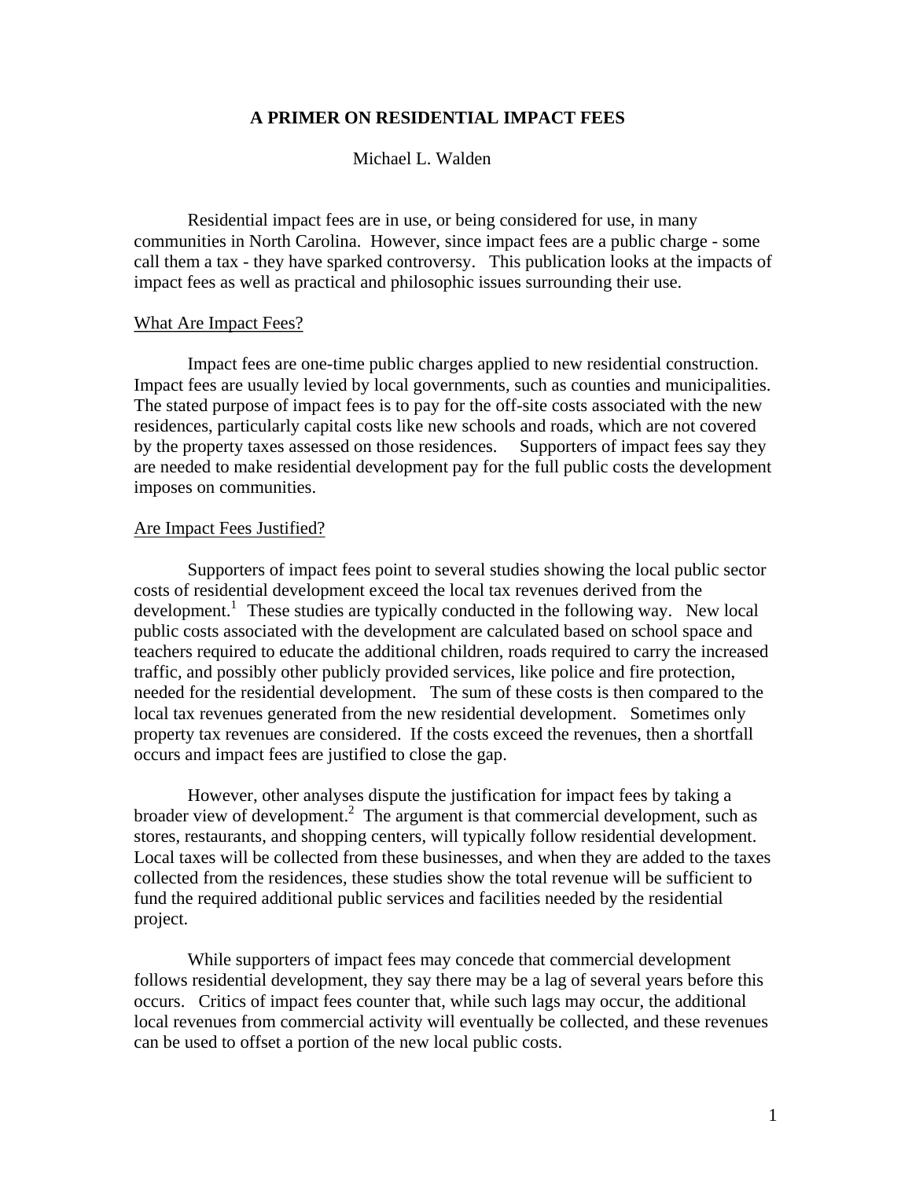# A PRIMER ON RESIDENTIAL IMPACT FEES

Michael L. Walden

Residential impact fees are in use, or being considered for use, in many communities in North Carolina. However, since impact fees are a public charge - some call them a tax - they have sparked controversy. This publication looks at the impacts of impact fees as well as practical and philosophic issues surrounding their use.

## What Are Impact Fees?

Impact fees are one-time public charges applied to new residential construction. Impact fees are usually levied by local governments, such as counties and municipalities. The stated purpose of impact fees is to pay for the off-site costs associated with the new residences, particularly capital costs like new schools and roads, which are not covered by the property taxes assessed on those residences. Supporters of impact fees say they are needed to make residential development pay for the full public costs the development imposes on communities.

## Are Impact Fees Justified?

Supporters of impact fees point to several studies showing the local public sector costs of residential development exceed the local tax revenues derived from the development.[1] These studies are typically conducted in the following way. New local public costs associated with the development are calculated based on school space and teachers required to educate the additional children, roads required to carry the increased traffic, and possibly other publicly provided services, like police and fire protection, needed for the residential development. The sum of these costs is then compared to the local tax revenues generated from the new residential development. Sometimes only property tax revenues are considered. If the costs exceed the revenues, then a shortfall occurs and impact fees are justified to close the gap.

However, other analyses dispute the justification for impact fees by taking a broader view of development.[2] The argument is that commercial development, such as stores, restaurants, and shopping centers, will typically follow residential development. Local taxes will be collected from these businesses, and when they are added to the taxes collected from the residences, these studies show the total revenue will be sufficient to fund the required additional public services and facilities needed by the residential project.

While supporters of impact fees may concede that commercial development follows residential development, they say there may be a lag of several years before this occurs. Critics of impact fees counter that, while such lags may occur, the additional local revenues from commercial activity will eventually be collected, and these revenues can be used to offset a portion of the new local public costs.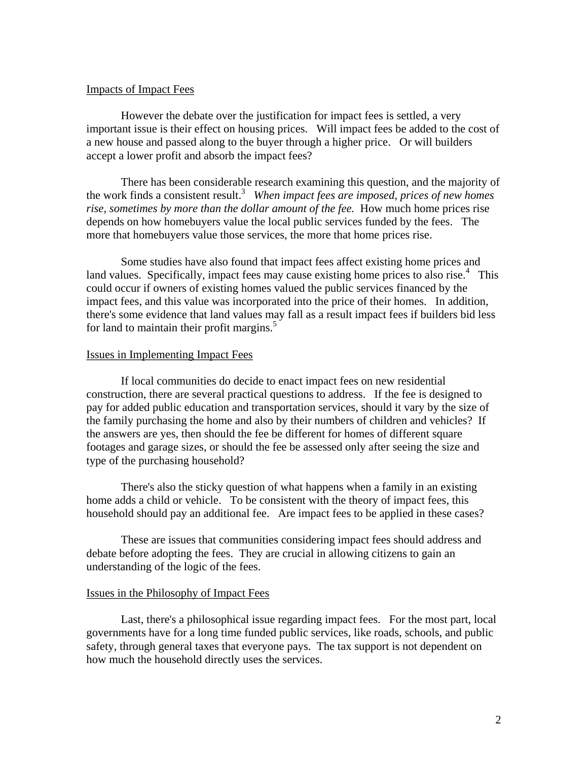## Impacts of Impact Fees

However the debate over the justification for impact fees is settled, a very important issue is their effect on housing prices. Will impact fees be added to the cost of a new house and passed along to the buyer through a higher price. Or will builders accept a lower profit and absorb the impact fees?

There has been considerable research examining this question, and the majority of the work finds a consistent result.[3] *When impact fees are imposed, prices of new homes rise, sometimes by more than the dollar amount of the fee.* How much home prices rise depends on how homebuyers value the local public services funded by the fees. The more that homebuyers value those services, the more that home prices rise.

Some studies have also found that impact fees affect existing home prices and land values. Specifically, impact fees may cause existing home prices to also rise.[4] This could occur if owners of existing homes valued the public services financed by the impact fees, and this value was incorporated into the price of their homes. In addition, there's some evidence that land values may fall as a result impact fees if builders bid less for land to maintain their profit margins.[5]

## Issues in Implementing Impact Fees

If local communities do decide to enact impact fees on new residential construction, there are several practical questions to address. If the fee is designed to pay for added public education and transportation services, should it vary by the size of the family purchasing the home and also by their numbers of children and vehicles? If the answers are yes, then should the fee be different for homes of different square footages and garage sizes, or should the fee be assessed only after seeing the size and type of the purchasing household?

There's also the sticky question of what happens when a family in an existing home adds a child or vehicle. To be consistent with the theory of impact fees, this household should pay an additional fee. Are impact fees to be applied in these cases?

These are issues that communities considering impact fees should address and debate before adopting the fees. They are crucial in allowing citizens to gain an understanding of the logic of the fees.

## Issues in the Philosophy of Impact Fees

Last, there's a philosophical issue regarding impact fees. For the most part, local governments have for a long time funded public services, like roads, schools, and public safety, through general taxes that everyone pays. The tax support is not dependent on how much the household directly uses the services.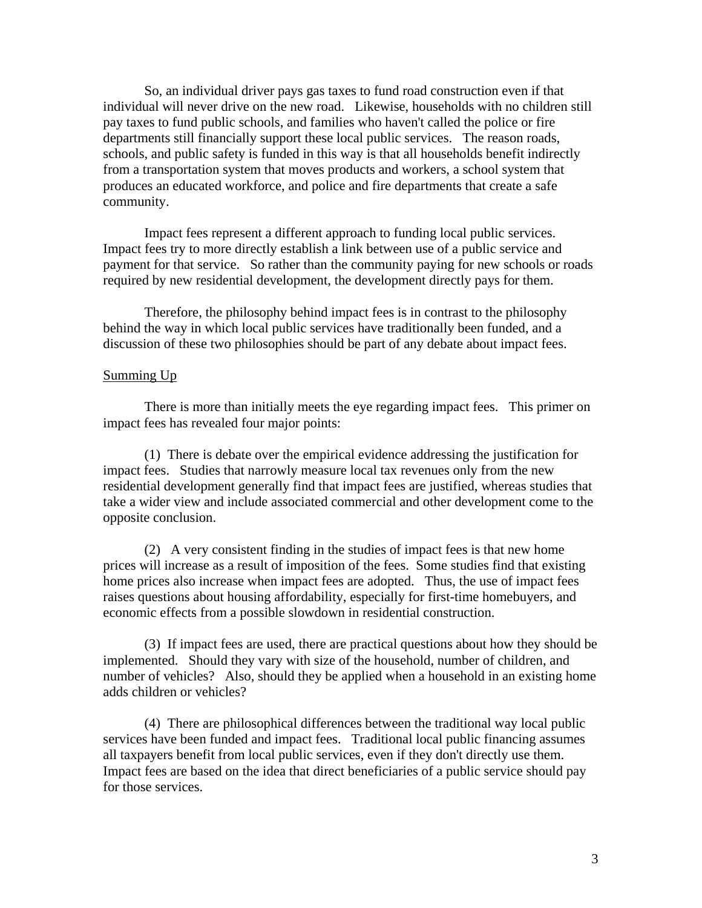So, an individual driver pays gas taxes to fund road construction even if that individual will never drive on the new road. Likewise, households with no children still pay taxes to fund public schools, and families who haven't called the police or fire departments still financially support these local public services. The reason roads, schools, and public safety is funded in this way is that all households benefit indirectly from a transportation system that moves products and workers, a school system that produces an educated workforce, and police and fire departments that create a safe community.

Impact fees represent a different approach to funding local public services. Impact fees try to more directly establish a link between use of a public service and payment for that service. So rather than the community paying for new schools or roads required by new residential development, the development directly pays for them.

Therefore, the philosophy behind impact fees is in contrast to the philosophy behind the way in which local public services have traditionally been funded, and a discussion of these two philosophies should be part of any debate about impact fees.

## Summing Up

There is more than initially meets the eye regarding impact fees. This primer on impact fees has revealed four major points:

(1) There is debate over the empirical evidence addressing the justification for impact fees. Studies that narrowly measure local tax revenues only from the new residential development generally find that impact fees are justified, whereas studies that take a wider view and include associated commercial and other development come to the opposite conclusion.

(2) A very consistent finding in the studies of impact fees is that new home prices will increase as a result of imposition of the fees. Some studies find that existing home prices also increase when impact fees are adopted. Thus, the use of impact fees raises questions about housing affordability, especially for first-time homebuyers, and economic effects from a possible slowdown in residential construction.

(3) If impact fees are used, there are practical questions about how they should be implemented. Should they vary with size of the household, number of children, and number of vehicles? Also, should they be applied when a household in an existing home adds children or vehicles?

(4) There are philosophical differences between the traditional way local public services have been funded and impact fees. Traditional local public financing assumes all taxpayers benefit from local public services, even if they don't directly use them. Impact fees are based on the idea that direct beneficiaries of a public service should pay for those services.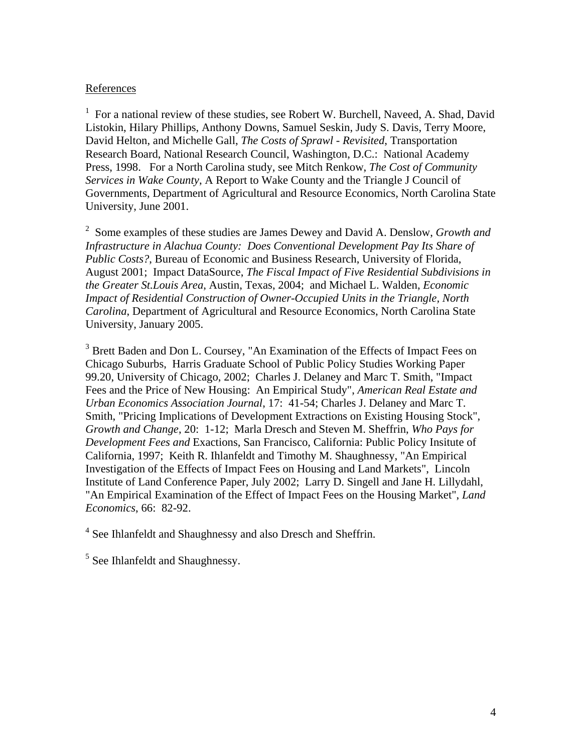References

[1] For a national review of these studies, see Robert W. Burchell, Naveed, A. Shad, David Listokin, Hilary Phillips, Anthony Downs, Samuel Seskin, Judy S. Davis, Terry Moore, David Helton, and Michelle Gall, *The Costs of Sprawl - Revisited*, Transportation Research Board, National Research Council, Washington, D.C.: National Academy Press, 1998. For a North Carolina study, see Mitch Renkow, *The Cost of Community Services in Wake County*, A Report to Wake County and the Triangle J Council of Governments, Department of Agricultural and Resource Economics, North Carolina State University, June 2001.

[2] Some examples of these studies are James Dewey and David A. Denslow, *Growth and Infrastructure in Alachua County: Does Conventional Development Pay Its Share of Public Costs?*, Bureau of Economic and Business Research, University of Florida, August 2001; Impact DataSource, *The Fiscal Impact of Five Residential Subdivisions in the Greater St.Louis Area*, Austin, Texas, 2004; and Michael L. Walden, *Economic Impact of Residential Construction of Owner-Occupied Units in the Triangle, North Carolina*, Department of Agricultural and Resource Economics, North Carolina State University, January 2005.

[3] Brett Baden and Don L. Coursey, "An Examination of the Effects of Impact Fees on Chicago Suburbs, Harris Graduate School of Public Policy Studies Working Paper 99.20, University of Chicago, 2002; Charles J. Delaney and Marc T. Smith, "Impact Fees and the Price of New Housing: An Empirical Study", *American Real Estate and Urban Economics Association Journal*, 17: 41-54; Charles J. Delaney and Marc T. Smith, "Pricing Implications of Development Extractions on Existing Housing Stock", *Growth and Change*, 20: 1-12; Marla Dresch and Steven M. Sheffrin, *Who Pays for Development Fees and* Exactions, San Francisco, California: Public Policy Insitute of California, 1997; Keith R. Ihlanfeldt and Timothy M. Shaughnessy, "An Empirical Investigation of the Effects of Impact Fees on Housing and Land Markets", Lincoln Institute of Land Conference Paper, July 2002; Larry D. Singell and Jane H. Lillydahl, "An Empirical Examination of the Effect of Impact Fees on the Housing Market", *Land Economics*, 66: 82-92.

[4] See Ihlanfeldt and Shaughnessy and also Dresch and Sheffrin.

[5] See Ihlanfeldt and Shaughnessy.